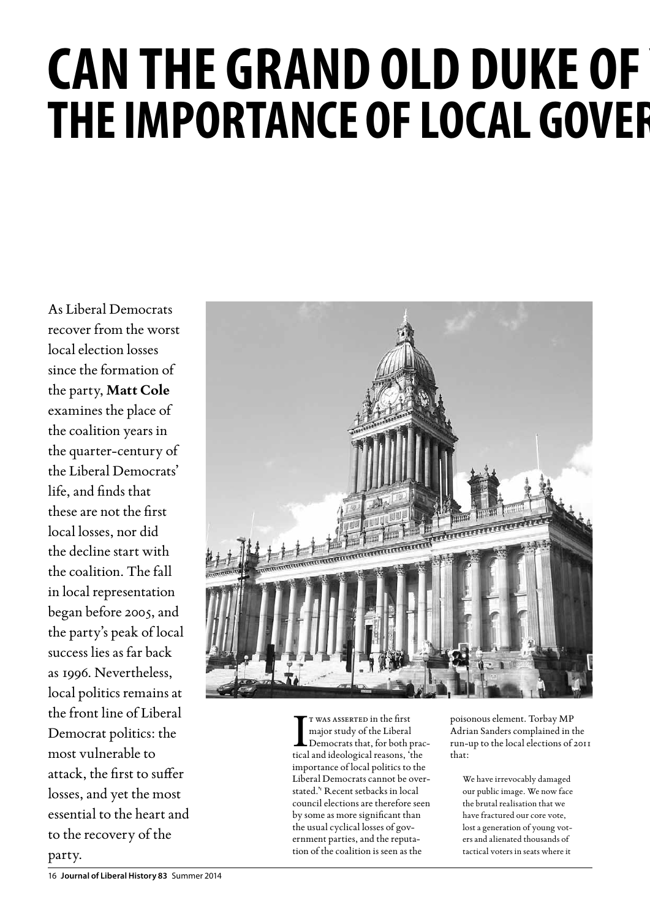# CAN THE GRAND OLD DUKE OF
# THE IMPORTANCE OF LOCAL GOVER

As Liberal Democrats recover from the worst local election losses since the formation of the party, **Matt Cole** examines the place of the coalition years in the quarter-century of the Liberal Democrats' life, and finds that these are not the first local losses, nor did the decline start with the coalition. The fall in local representation began before 2005, and the party's peak of local success lies as far back as 1996. Nevertheless, local politics remains at the front line of Liberal Democrat politics: the most vulnerable to attack, the first to suffer losses, and yet the most essential to the heart and to the recovery of the party.

It was asserted in the first major study of the Liberal Democrats that, for both practical and ideological reasons, 'the importance of local politics to the Liberal Democrats cannot be overstated.'[1] Recent setbacks in local council elections are therefore seen by some as more significant than the usual cyclical losses of government parties, and the reputation of the coalition is seen as the poisonous element. Torbay MP Adrian Sanders complained in the run-up to the local elections of 2011 that:

> We have irrevocably damaged our public image. We now face the brutal realisation that we have fractured our core vote, lost a generation of young voters and alienated thousands of tactical voters in seats where it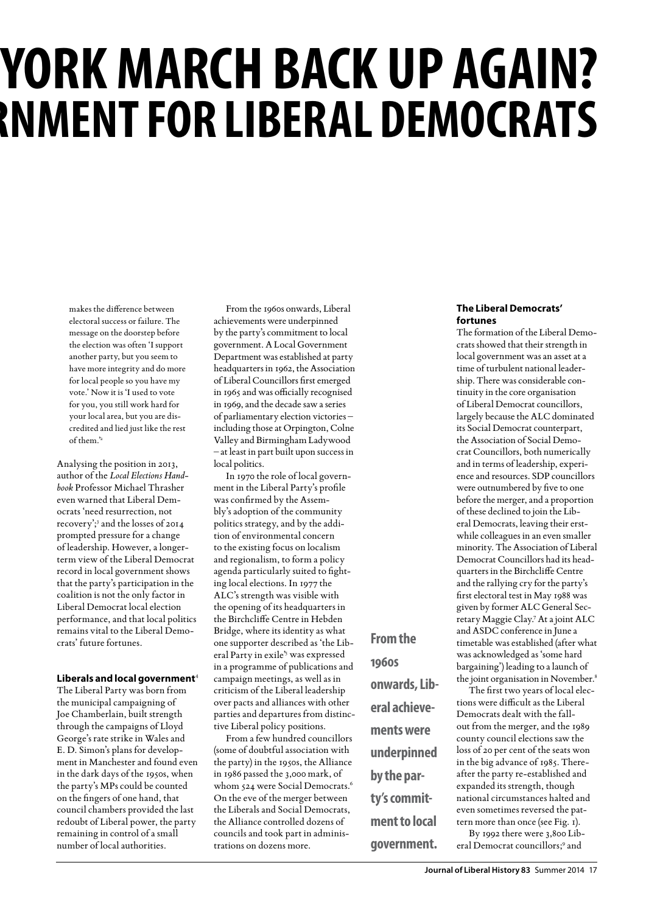# YORK MARCH BACK UP AGAIN?

# RNMENT FOR LIBERAL DEMOCRATS

makes the difference between electoral success or failure. The message on the doorstep before the election was often 'I support another party, but you seem to have more integrity and do more for local people so you have my vote.' Now it is 'I used to vote for you, you still work hard for your local area, but you are discredited and lied just like the rest of them.'[2]

Analysing the position in 2013, author of the *Local Elections Handbook* Professor Michael Thrasher even warned that Liberal Democrats 'need resurrection, not recovery';[3] and the losses of 2014 prompted pressure for a change of leadership. However, a longer-term view of the Liberal Democrat record in local government shows that the party's participation in the coalition is not the only factor in Liberal Democrat local election performance, and that local politics remains vital to the Liberal Democrats' future fortunes.

### Liberals and local government[4]

The Liberal Party was born from the municipal campaigning of Joe Chamberlain, built strength through the campaigns of Lloyd George's rate strike in Wales and E. D. Simon's plans for development in Manchester and found even in the dark days of the 1950s, when the party's MPs could be counted on the fingers of one hand, that council chambers provided the last redoubt of Liberal power, the party remaining in control of a small number of local authorities.

From the 1960s onwards, Liberal achievements were underpinned by the party's commitment to local government. A Local Government Department was established at party headquarters in 1962, the Association of Liberal Councillors first emerged in 1965 and was officially recognised in 1969, and the decade saw a series of parliamentary election victories – including those at Orpington, Colne Valley and Birmingham Ladywood – at least in part built upon success in local politics.

In 1970 the role of local government in the Liberal Party's profile was confirmed by the Assembly's adoption of the community politics strategy, and by the addition of environmental concern to the existing focus on localism and regionalism, to form a policy agenda particularly suited to fighting local elections. In 1977 the ALC's strength was visible with the opening of its headquarters in the Birchcliffe Centre in Hebden Bridge, where its identity as what one supporter described as 'the Liberal Party in exile'[5] was expressed in a programme of publications and campaign meetings, as well as in criticism of the Liberal leadership over pacts and alliances with other parties and departures from distinctive Liberal policy positions.

From a few hundred councillors (some of doubtful association with the party) in the 1950s, the Alliance in 1986 passed the 3,000 mark, of whom 524 were Social Democrats.[6] On the eve of the merger between the Liberals and Social Democrats, the Alliance controlled dozens of councils and took part in administrations on dozens more.

**From the 1960s onwards, Liberal achievements were underpinned by the party's commitment to local government.**

### The Liberal Democrats' fortunes

The formation of the Liberal Democrats showed that their strength in local government was an asset at a time of turbulent national leadership. There was considerable continuity in the core organisation of Liberal Democrat councillors, largely because the ALC dominated its Social Democrat counterpart, the Association of Social Democrat Councillors, both numerically and in terms of leadership, experience and resources. SDP councillors were outnumbered by five to one before the merger, and a proportion of these declined to join the Liberal Democrats, leaving their erstwhile colleagues in an even smaller minority. The Association of Liberal Democrat Councillors had its headquarters in the Birchcliffe Centre and the rallying cry for the party's first electoral test in May 1988 was given by former ALC General Secretary Maggie Clay.[7] At a joint ALC and ASDC conference in June a timetable was established (after what was acknowledged as 'some hard bargaining') leading to a launch of the joint organisation in November.[8]

The first two years of local elections were difficult as the Liberal Democrats dealt with the fallout from the merger, and the 1989 county council elections saw the loss of 20 per cent of the seats won in the big advance of 1985. Thereafter the party re-established and expanded its strength, though national circumstances halted and even sometimes reversed the pattern more than once (see Fig. 1).

By 1992 there were 3,800 Liberal Democrat councillors;[9] and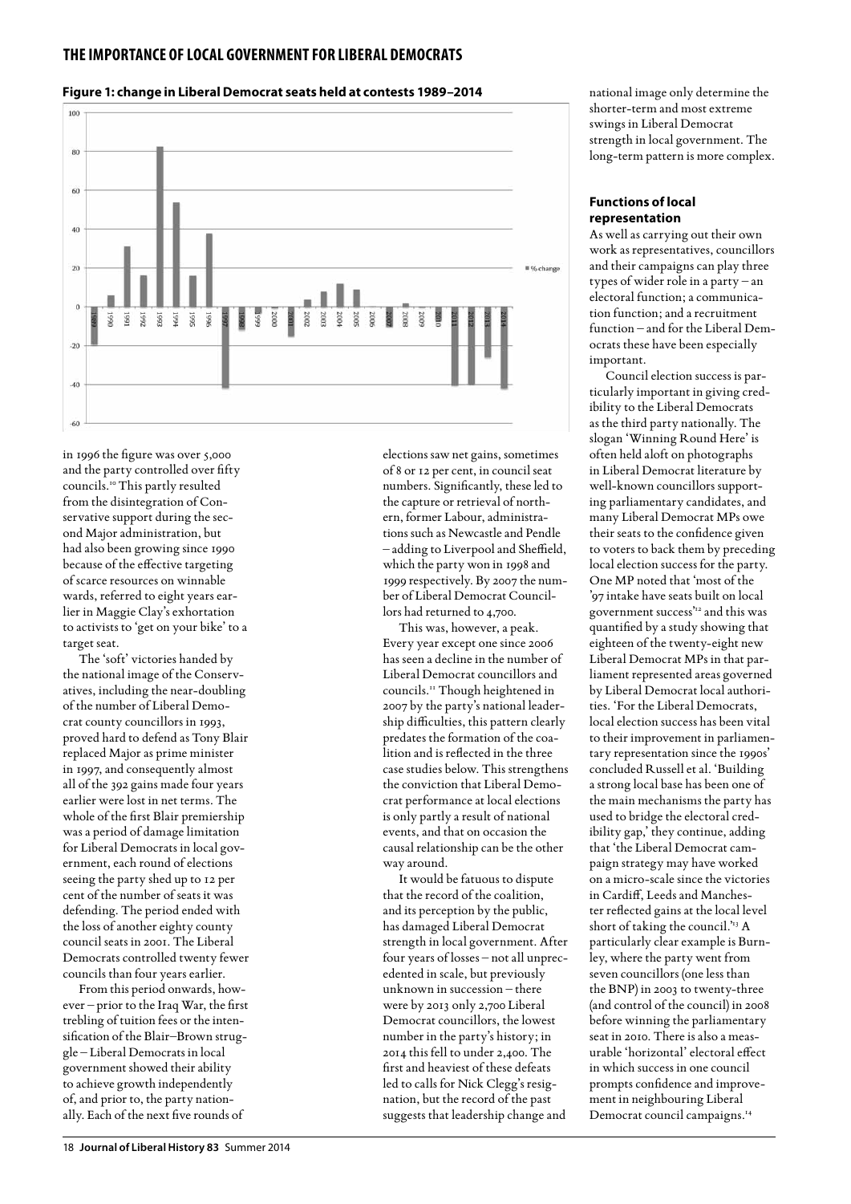**Figure 1: change in Liberal Democrat seats held at contests 1989–2014**

in 1996 the figure was over 5,000 and the party controlled over fifty councils.[10] This partly resulted from the disintegration of Conservative support during the second Major administration, but had also been growing since 1990 because of the effective targeting of scarce resources on winnable wards, referred to eight years earlier in Maggie Clay's exhortation to activists to 'get on your bike' to a target seat.

The 'soft' victories handed by the national image of the Conservatives, including the near-doubling of the number of Liberal Democrat county councillors in 1993, proved hard to defend as Tony Blair replaced Major as prime minister in 1997, and consequently almost all of the 392 gains made four years earlier were lost in net terms. The whole of the first Blair premiership was a period of damage limitation for Liberal Democrats in local government, each round of elections seeing the party shed up to 12 per cent of the number of seats it was defending. The period ended with the loss of another eighty county council seats in 2001. The Liberal Democrats controlled twenty fewer councils than four years earlier.

From this period onwards, however – prior to the Iraq War, the first trebling of tuition fees or the intensification of the Blair–Brown struggle – Liberal Democrats in local government showed their ability to achieve growth independently of, and prior to, the party nationally. Each of the next five rounds of elections saw net gains, sometimes of 8 or 12 per cent, in council seat numbers. Significantly, these led to the capture or retrieval of northern, former Labour, administrations such as Newcastle and Pendle – adding to Liverpool and Sheffield, which the party won in 1998 and 1999 respectively. By 2007 the number of Liberal Democrat Councillors had returned to 4,700.

This was, however, a peak. Every year except one since 2006 has seen a decline in the number of Liberal Democrat councillors and councils.[11] Though heightened in 2007 by the party's national leadership difficulties, this pattern clearly predates the formation of the coalition and is reflected in the three case studies below. This strengthens the conviction that Liberal Democrat performance at local elections is only partly a result of national events, and that on occasion the causal relationship can be the other way around.

It would be fatuous to dispute that the record of the coalition, and its perception by the public, has damaged Liberal Democrat strength in local government. After four years of losses – not all unprecedented in scale, but previously unknown in succession – there were by 2013 only 2,700 Liberal Democrat councillors, the lowest number in the party's history; in 2014 this fell to under 2,400. The first and heaviest of these defeats led to calls for Nick Clegg's resignation, but the record of the past suggests that leadership change and national image only determine the shorter-term and most extreme swings in Liberal Democrat strength in local government. The long-term pattern is more complex.

### Functions of local representation

As well as carrying out their own work as representatives, councillors and their campaigns can play three types of wider role in a party – an electoral function; a communication function; and a recruitment function – and for the Liberal Democrats these have been especially important.

Council election success is particularly important in giving credibility to the Liberal Democrats as the third party nationally. The slogan 'Winning Round Here' is often held aloft on photographs in Liberal Democrat literature by well-known councillors supporting parliamentary candidates, and many Liberal Democrat MPs owe their seats to the confidence given to voters to back them by preceding local election success for the party. One MP noted that 'most of the '97 intake have seats built on local government success'[12] and this was quantified by a study showing that eighteen of the twenty-eight new Liberal Democrat MPs in that parliament represented areas governed by Liberal Democrat local authorities. 'For the Liberal Democrats, local election success has been vital to their improvement in parliamentary representation since the 1990s' concluded Russell et al. 'Building a strong local base has been one of the main mechanisms the party has used to bridge the electoral credibility gap,' they continue, adding that 'the Liberal Democrat campaign strategy may have worked on a micro-scale since the victories in Cardiff, Leeds and Manchester reflected gains at the local level short of taking the council.'[13] A particularly clear example is Burnley, where the party went from seven councillors (one less than the BNP) in 2003 to twenty-three (and control of the council) in 2008 before winning the parliamentary seat in 2010. There is also a measurable 'horizontal' electoral effect in which success in one council prompts confidence and improvement in neighbouring Liberal Democrat council campaigns.[14]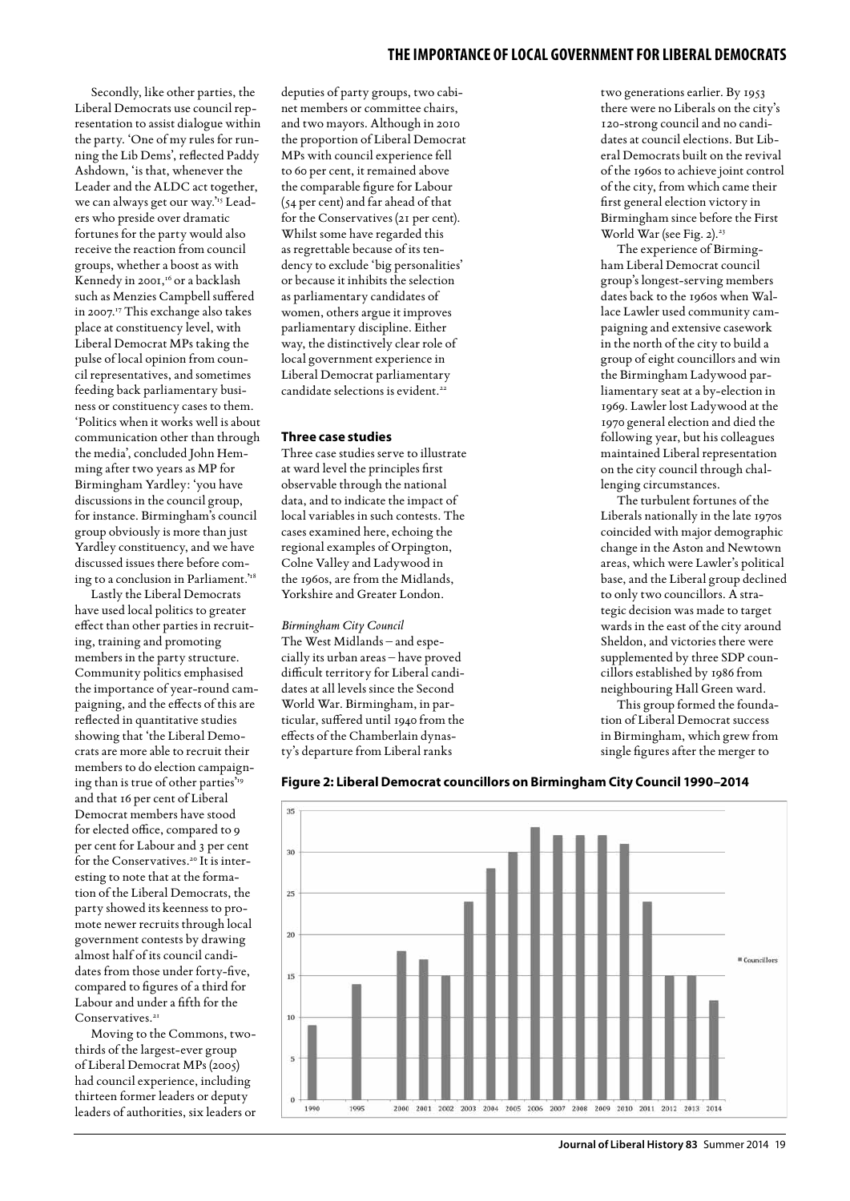Secondly, like other parties, the Liberal Democrats use council representation to assist dialogue within the party. 'One of my rules for running the Lib Dems', reflected Paddy Ashdown, 'is that, whenever the Leader and the ALDC act together, we can always get our way.'[15] Leaders who preside over dramatic fortunes for the party would also receive the reaction from council groups, whether a boost as with Kennedy in 2001,[16] or a backlash such as Menzies Campbell suffered in 2007.[17] This exchange also takes place at constituency level, with Liberal Democrat MPs taking the pulse of local opinion from council representatives, and sometimes feeding back parliamentary business or constituency cases to them. 'Politics when it works well is about communication other than through the media', concluded John Hemming after two years as MP for Birmingham Yardley: 'you have discussions in the council group, for instance. Birmingham's council group obviously is more than just Yardley constituency, and we have discussed issues there before coming to a conclusion in Parliament.'[18]

Lastly the Liberal Democrats have used local politics to greater effect than other parties in recruiting, training and promoting members in the party structure. Community politics emphasised the importance of year-round campaigning, and the effects of this are reflected in quantitative studies showing that 'the Liberal Democrats are more able to recruit their members to do election campaigning than is true of other parties'[19] and that 16 per cent of Liberal Democrat members have stood for elected office, compared to 9 per cent for Labour and 3 per cent for the Conservatives.[20] It is interesting to note that at the formation of the Liberal Democrats, the party showed its keenness to promote newer recruits through local government contests by drawing almost half of its council candidates from those under forty-five, compared to figures of a third for Labour and under a fifth for the Conservatives.[21]

Moving to the Commons, two-thirds of the largest-ever group of Liberal Democrat MPs (2005) had council experience, including thirteen former leaders or deputy leaders of authorities, six leaders or deputies of party groups, two cabinet members or committee chairs, and two mayors. Although in 2010 the proportion of Liberal Democrat MPs with council experience fell to 60 per cent, it remained above the comparable figure for Labour (54 per cent) and far ahead of that for the Conservatives (21 per cent). Whilst some have regarded this as regrettable because of its tendency to exclude 'big personalities' or because it inhibits the selection as parliamentary candidates of women, others argue it improves parliamentary discipline. Either way, the distinctively clear role of local government experience in Liberal Democrat parliamentary candidate selections is evident.[22]

## Three case studies

Three case studies serve to illustrate at ward level the principles first observable through the national data, and to indicate the impact of local variables in such contests. The cases examined here, echoing the regional examples of Orpington, Colne Valley and Ladywood in the 1960s, are from the Midlands, Yorkshire and Greater London.

### *Birmingham City Council*

The West Midlands – and especially its urban areas – have proved difficult territory for Liberal candidates at all levels since the Second World War. Birmingham, in particular, suffered until 1940 from the effects of the Chamberlain dynasty's departure from Liberal ranks two generations earlier. By 1953 there were no Liberals on the city's 120-strong council and no candidates at council elections. But Liberal Democrats built on the revival of the 1960s to achieve joint control of the city, from which came their first general election victory in Birmingham since before the First World War (see Fig. 2).[23]

The experience of Birmingham Liberal Democrat council group's longest-serving members dates back to the 1960s when Wallace Lawler used community campaigning and extensive casework in the north of the city to build a group of eight councillors and win the Birmingham Ladywood parliamentary seat at a by-election in 1969. Lawler lost Ladywood at the 1970 general election and died the following year, but his colleagues maintained Liberal representation on the city council through challenging circumstances.

The turbulent fortunes of the Liberals nationally in the late 1970s coincided with major demographic change in the Aston and Newtown areas, which were Lawler's political base, and the Liberal group declined to only two councillors. A strategic decision was made to target wards in the east of the city around Sheldon, and victories there were supplemented by three SDP councillors established by 1986 from neighbouring Hall Green ward.

This group formed the foundation of Liberal Democrat success in Birmingham, which grew from single figures after the merger to

**Figure 2: Liberal Democrat councillors on Birmingham City Council 1990–2014**

| Year | Councillors |
|---|---|
| 1990 | 9 |
| 1995 | 14 |
| 2000 | 18 |
| 2001 | 17 |
| 2002 | 15 |
| 2003 | 24 |
| 2004 | 28 |
| 2005 | 30 |
| 2006 | 33 |
| 2007 | 32 |
| 2008 | 32 |
| 2009 | 32 |
| 2010 | 31 |
| 2011 | 24 |
| 2012 | 15 |
| 2013 | 15 |
| 2014 | 12 |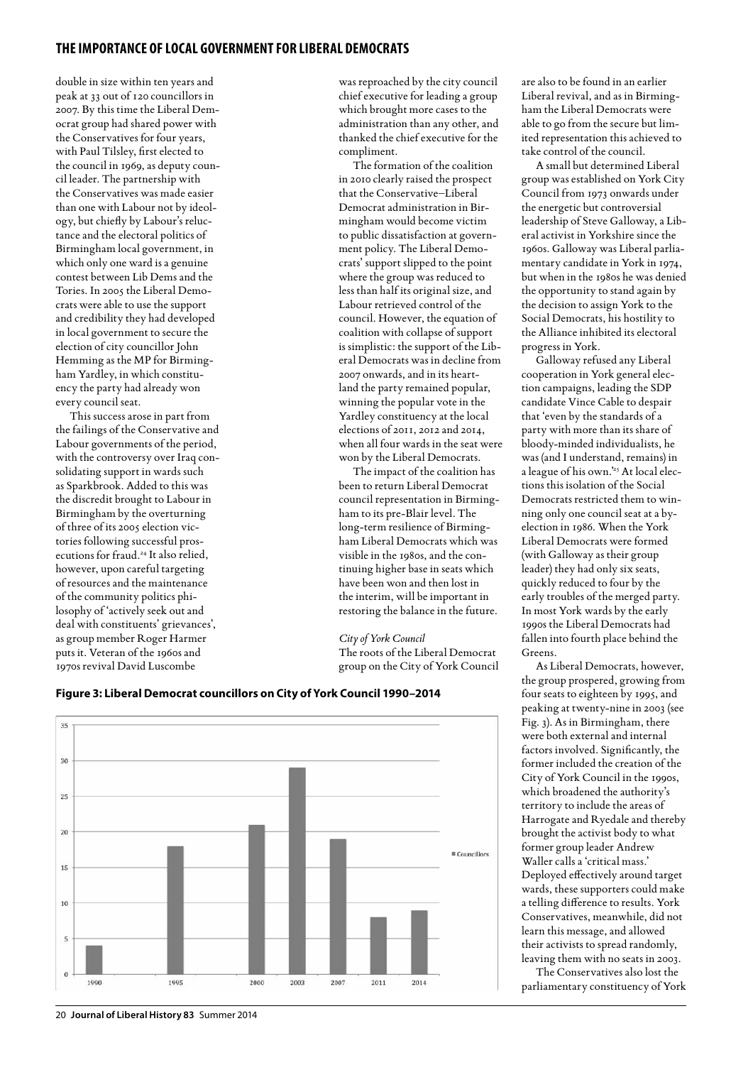double in size within ten years and peak at 33 out of 120 councillors in 2007. By this time the Liberal Democrat group had shared power with the Conservatives for four years, with Paul Tilsley, first elected to the council in 1969, as deputy council leader. The partnership with the Conservatives was made easier than one with Labour not by ideology, but chiefly by Labour's reluctance and the electoral politics of Birmingham local government, in which only one ward is a genuine contest between Lib Dems and the Tories. In 2005 the Liberal Democrats were able to use the support and credibility they had developed in local government to secure the election of city councillor John Hemming as the MP for Birmingham Yardley, in which constituency the party had already won every council seat.

This success arose in part from the failings of the Conservative and Labour governments of the period, with the controversy over Iraq consolidating support in wards such as Sparkbrook. Added to this was the discredit brought to Labour in Birmingham by the overturning of three of its 2005 election victories following successful prosecutions for fraud.[24] It also relied, however, upon careful targeting of resources and the maintenance of the community politics philosophy of 'actively seek out and deal with constituents' grievances', as group member Roger Harmer puts it. Veteran of the 1960s and 1970s revival David Luscombe was reproached by the city council chief executive for leading a group which brought more cases to the administration than any other, and thanked the chief executive for the compliment.

The formation of the coalition in 2010 clearly raised the prospect that the Conservative–Liberal Democrat administration in Birmingham would become victim to public dissatisfaction at government policy. The Liberal Democrats' support slipped to the point where the group was reduced to less than half its original size, and Labour retrieved control of the council. However, the equation of coalition with collapse of support is simplistic: the support of the Liberal Democrats was in decline from 2007 onwards, and in its heartland the party remained popular, winning the popular vote in the Yardley constituency at the local elections of 2011, 2012 and 2014, when all four wards in the seat were won by the Liberal Democrats.

The impact of the coalition has been to return Liberal Democrat council representation in Birmingham to its pre-Blair level. The long-term resilience of Birmingham Liberal Democrats which was visible in the 1980s, and the continuing higher base in seats which have been won and then lost in the interim, will be important in restoring the balance in the future.

*City of York Council*

The roots of the Liberal Democrat group on the City of York Council are also to be found in an earlier Liberal revival, and as in Birmingham the Liberal Democrats were able to go from the secure but limited representation this achieved to take control of the council.

A small but determined Liberal group was established on York City Council from 1973 onwards under the energetic but controversial leadership of Steve Galloway, a Liberal activist in Yorkshire since the 1960s. Galloway was Liberal parliamentary candidate in York in 1974, but when in the 1980s he was denied the opportunity to stand again by the decision to assign York to the Social Democrats, his hostility to the Alliance inhibited its electoral progress in York.

Galloway refused any Liberal cooperation in York general election campaigns, leading the SDP candidate Vince Cable to despair that 'even by the standards of a party with more than its share of bloody-minded individualists, he was (and I understand, remains) in a league of his own.'[25] At local elections this isolation of the Social Democrats restricted them to winning only one council seat at a by-election in 1986. When the York Liberal Democrats were formed (with Galloway as their group leader) they had only six seats, quickly reduced to four by the early troubles of the merged party. In most York wards by the early 1990s the Liberal Democrats had fallen into fourth place behind the Greens.

As Liberal Democrats, however, the group prospered, growing from four seats to eighteen by 1995, and peaking at twenty-nine in 2003 (see Fig. 3). As in Birmingham, there were both external and internal factors involved. Significantly, the former included the creation of the City of York Council in the 1990s, which broadened the authority's territory to include the areas of Harrogate and Ryedale and thereby brought the activist body to what former group leader Andrew Waller calls a 'critical mass.' Deployed effectively around target wards, these supporters could make a telling difference to results. York Conservatives, meanwhile, did not learn this message, and allowed their activists to spread randomly, leaving them with no seats in 2003.

The Conservatives also lost the parliamentary constituency of York

**Figure 3: Liberal Democrat councillors on City of York Council 1990–2014**

| Year | Councillors |
|---|---|
| 1990 | 4 |
| 1995 | 18 |
| 2000 | 21 |
| 2003 | 29 |
| 2007 | 19 |
| 2011 | 8 |
| 2014 | 9 |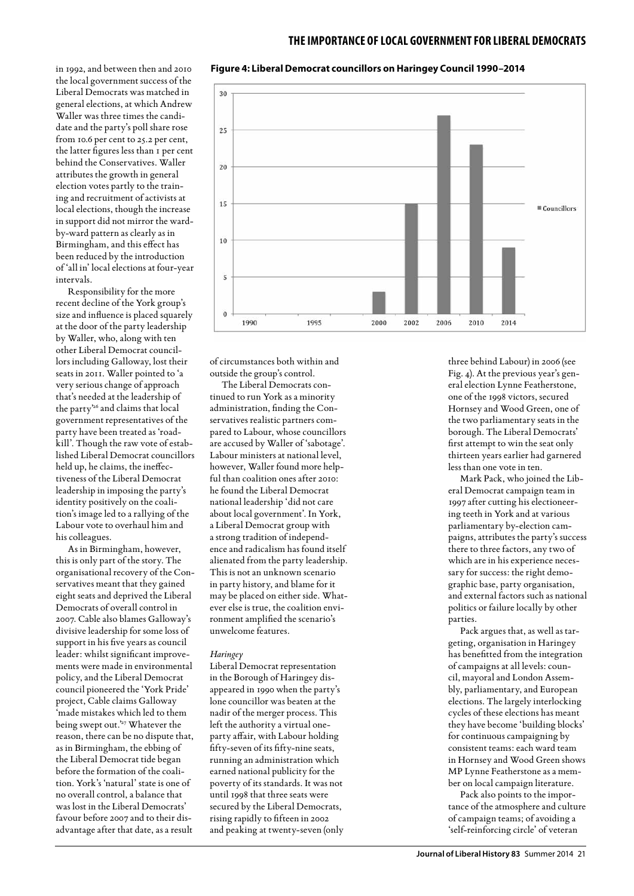in 1992, and between then and 2010 the local government success of the Liberal Democrats was matched in general elections, at which Andrew Waller was three times the candidate and the party's poll share rose from 10.6 per cent to 25.2 per cent, the latter figures less than 1 per cent behind the Conservatives. Waller attributes the growth in general election votes partly to the training and recruitment of activists at local elections, though the increase in support did not mirror the ward-by-ward pattern as clearly as in Birmingham, and this effect has been reduced by the introduction of 'all in' local elections at four-year intervals.

Responsibility for the more recent decline of the York group's size and influence is placed squarely at the door of the party leadership by Waller, who, along with ten other Liberal Democrat councillors including Galloway, lost their seats in 2011. Waller pointed to 'a very serious change of approach that's needed at the leadership of the party'[26] and claims that local government representatives of the party have been treated as 'roadkill'. Though the raw vote of established Liberal Democrat councillors held up, he claims, the ineffectiveness of the Liberal Democrat leadership in imposing the party's identity positively on the coalition's image led to a rallying of the Labour vote to overhaul him and his colleagues.

As in Birmingham, however, this is only part of the story. The organisational recovery of the Conservatives meant that they gained eight seats and deprived the Liberal Democrats of overall control in 2007. Cable also blames Galloway's divisive leadership for some loss of support in his five years as council leader: whilst significant improvements were made in environmental policy, and the Liberal Democrat council pioneered the 'York Pride' project, Cable claims Galloway 'made mistakes which led to them being swept out.'[27] Whatever the reason, there can be no dispute that, as in Birmingham, the ebbing of the Liberal Democrat tide began before the formation of the coalition. York's 'natural' state is one of no overall control, a balance that was lost in the Liberal Democrats' favour before 2007 and to their disadvantage after that date, as a result of circumstances both within and outside the group's control.

**Figure 4: Liberal Democrat councillors on Haringey Council 1990–2014**

The Liberal Democrats continued to run York as a minority administration, finding the Conservatives realistic partners compared to Labour, whose councillors are accused by Waller of 'sabotage'. Labour ministers at national level, however, Waller found more helpful than coalition ones after 2010: he found the Liberal Democrat national leadership 'did not care about local government'. In York, a Liberal Democrat group with a strong tradition of independence and radicalism has found itself alienated from the party leadership. This is not an unknown scenario in party history, and blame for it may be placed on either side. Whatever else is true, the coalition environment amplified the scenario's unwelcome features.

*Haringey*

Liberal Democrat representation in the Borough of Haringey disappeared in 1990 when the party's lone councillor was beaten at the nadir of the merger process. This left the authority a virtual one-party affair, with Labour holding fifty-seven of its fifty-nine seats, running an administration which earned national publicity for the poverty of its standards. It was not until 1998 that three seats were secured by the Liberal Democrats, rising rapidly to fifteen in 2002 and peaking at twenty-seven (only three behind Labour) in 2006 (see Fig. 4). At the previous year's general election Lynne Featherstone, one of the 1998 victors, secured Hornsey and Wood Green, one of the two parliamentary seats in the borough. The Liberal Democrats' first attempt to win the seat only thirteen years earlier had garnered less than one vote in ten.

Mark Pack, who joined the Liberal Democrat campaign team in 1997 after cutting his electioneering teeth in York and at various parliamentary by-election campaigns, attributes the party's success there to three factors, any two of which are in his experience necessary for success: the right demographic base, party organisation, and external factors such as national politics or failure locally by other parties.

Pack argues that, as well as targeting, organisation in Haringey has benefitted from the integration of campaigns at all levels: council, mayoral and London Assembly, parliamentary, and European elections. The largely interlocking cycles of these elections has meant they have become 'building blocks' for continuous campaigning by consistent teams: each ward team in Hornsey and Wood Green shows MP Lynne Featherstone as a member on local campaign literature.

Pack also points to the importance of the atmosphere and culture of campaign teams; of avoiding a 'self-reinforcing circle' of veteran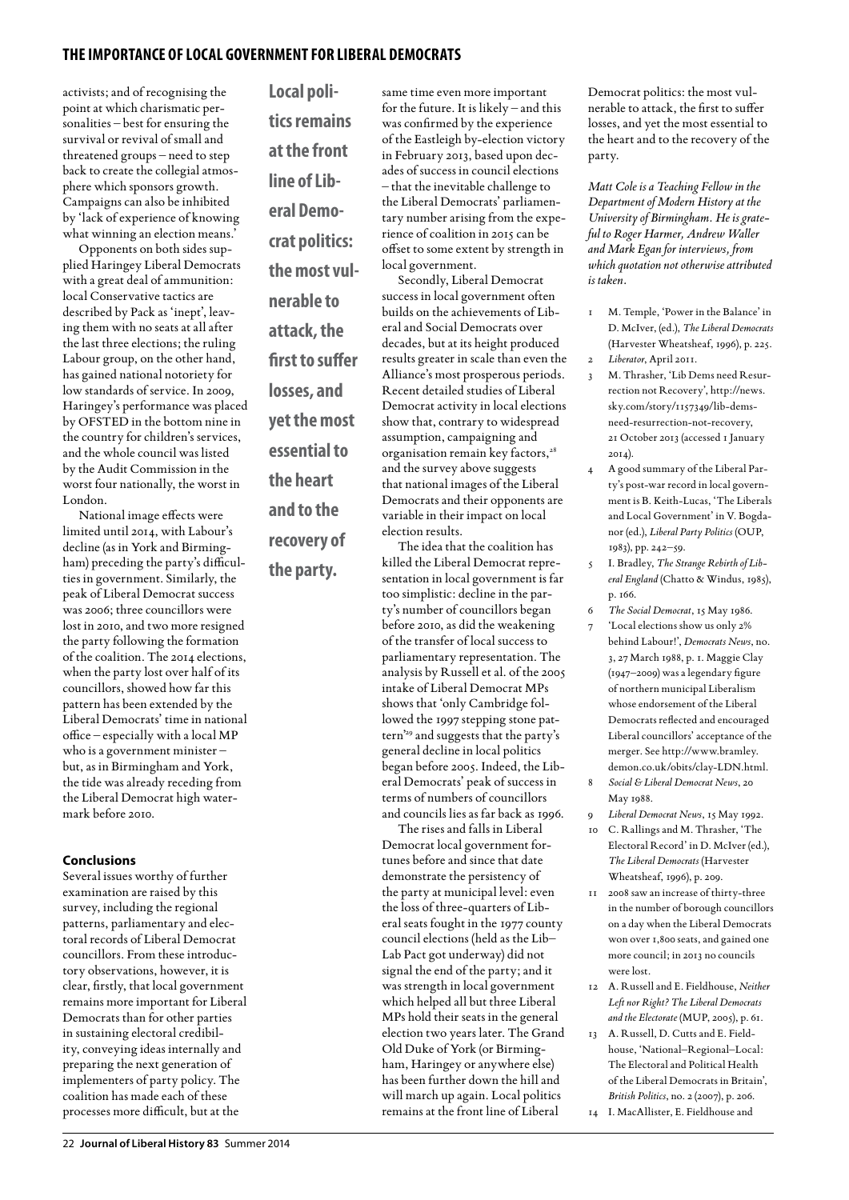activists; and of recognising the point at which charismatic personalities – best for ensuring the survival or revival of small and threatened groups – need to step back to create the collegial atmosphere which sponsors growth. Campaigns can also be inhibited by 'lack of experience of knowing what winning an election means.'

Opponents on both sides supplied Haringey Liberal Democrats with a great deal of ammunition: local Conservative tactics are described by Pack as 'inept', leaving them with no seats at all after the last three elections; the ruling Labour group, on the other hand, has gained national notoriety for low standards of service. In 2009, Haringey's performance was placed by OFSTED in the bottom nine in the country for children's services, and the whole council was listed by the Audit Commission in the worst four nationally, the worst in London.

National image effects were limited until 2014, with Labour's decline (as in York and Birmingham) preceding the party's difficulties in government. Similarly, the peak of Liberal Democrat success was 2006; three councillors were lost in 2010, and two more resigned the party following the formation of the coalition. The 2014 elections, when the party lost over half of its councillors, showed how far this pattern has been extended by the Liberal Democrats' time in national office – especially with a local MP who is a government minister – but, as in Birmingham and York, the tide was already receding from the Liberal Democrat high watermark before 2010.

## Conclusions

Several issues worthy of further examination are raised by this survey, including the regional patterns, parliamentary and electoral records of Liberal Democrat councillors. From these introductory observations, however, it is clear, firstly, that local government remains more important for Liberal Democrats than for other parties in sustaining electoral credibility, conveying ideas internally and preparing the next generation of implementers of party policy. The coalition has made each of these processes more difficult, but at the same time even more important for the future. It is likely – and this was confirmed by the experience of the Eastleigh by-election victory in February 2013, based upon decades of success in council elections – that the inevitable challenge to the Liberal Democrats' parliamentary number arising from the experience of coalition in 2015 can be offset to some extent by strength in local government.

Secondly, Liberal Democrat success in local government often builds on the achievements of Liberal and Social Democrats over decades, but at its height produced results greater in scale than even the Alliance's most prosperous periods. Recent detailed studies of Liberal Democrat activity in local elections show that, contrary to widespread assumption, campaigning and organisation remain key factors,[28] and the survey above suggests that national images of the Liberal Democrats and their opponents are variable in their impact on local election results.

The idea that the coalition has killed the Liberal Democrat representation in local government is far too simplistic: decline in the party's number of councillors began before 2010, as did the weakening of the transfer of local success to parliamentary representation. The analysis by Russell et al. of the 2005 intake of Liberal Democrat MPs shows that 'only Cambridge followed the 1997 stepping stone pattern'[29] and suggests that the party's general decline in local politics began before 2005. Indeed, the Liberal Democrats' peak of success in terms of numbers of councillors and councils lies as far back as 1996.

The rises and falls in Liberal Democrat local government fortunes before and since that date demonstrate the persistency of the party at municipal level: even the loss of three-quarters of Liberal seats fought in the 1977 county council elections (held as the Lib–Lab Pact got underway) did not signal the end of the party; and it was strength in local government which helped all but three Liberal MPs hold their seats in the general election two years later. The Grand Old Duke of York (or Birmingham, Haringey or anywhere else) has been further down the hill and will march up again. Local politics remains at the front line of Liberal Democrat politics: the most vulnerable to attack, the first to suffer losses, and yet the most essential to the heart and to the recovery of the party.

**Local politics remains at the front line of Liberal Democrat politics: the most vulnerable to attack, the first to suffer losses, and yet the most essential to the heart and to the recovery of the party.**

*Matt Cole is a Teaching Fellow in the Department of Modern History at the University of Birmingham. He is grateful to Roger Harmer, Andrew Waller and Mark Egan for interviews, from which quotation not otherwise attributed is taken.*

1. M. Temple, 'Power in the Balance' in D. McIver, (ed.), *The Liberal Democrats* (Harvester Wheatsheaf, 1996), p. 225.
2. *Liberator*, April 2011.
3. M. Thrasher, 'Lib Dems need Resurrection not Recovery', http://news.sky.com/story/1157349/lib-dems-need-resurrection-not-recovery, 21 October 2013 (accessed 1 January 2014).
4. A good summary of the Liberal Party's post-war record in local government is B. Keith-Lucas, 'The Liberals and Local Government' in V. Bogdanor (ed.), *Liberal Party Politics* (OUP, 1983), pp. 242–59.
5. I. Bradley, *The Strange Rebirth of Liberal England* (Chatto & Windus, 1985), p. 166.
6. *The Social Democrat*, 15 May 1986.
7. 'Local elections show us only 2% behind Labour!', *Democrats News*, no. 3, 27 March 1988, p. 1. Maggie Clay (1947–2009) was a legendary figure of northern municipal Liberalism whose endorsement of the Liberal Democrats reflected and encouraged Liberal councillors' acceptance of the merger. See http://www.bramley.demon.co.uk/obits/clay-LDN.html.
8. *Social & Liberal Democrat News*, 20 May 1988.
9. *Liberal Democrat News*, 15 May 1992.
10. C. Rallings and M. Thrasher, 'The Electoral Record' in D. McIver (ed.), *The Liberal Democrats* (Harvester Wheatsheaf, 1996), p. 209.
11. 2008 saw an increase of thirty-three in the number of borough councillors on a day when the Liberal Democrats won over 1,800 seats, and gained one more council; in 2013 no councils were lost.
12. A. Russell and E. Fieldhouse, *Neither Left nor Right? The Liberal Democrats and the Electorate* (MUP, 2005), p. 61.
13. A. Russell, D. Cutts and E. Fieldhouse, 'National–Regional–Local: The Electoral and Political Health of the Liberal Democrats in Britain', *British Politics*, no. 2 (2007), p. 206.
14. I. MacAllister, E. Fieldhouse and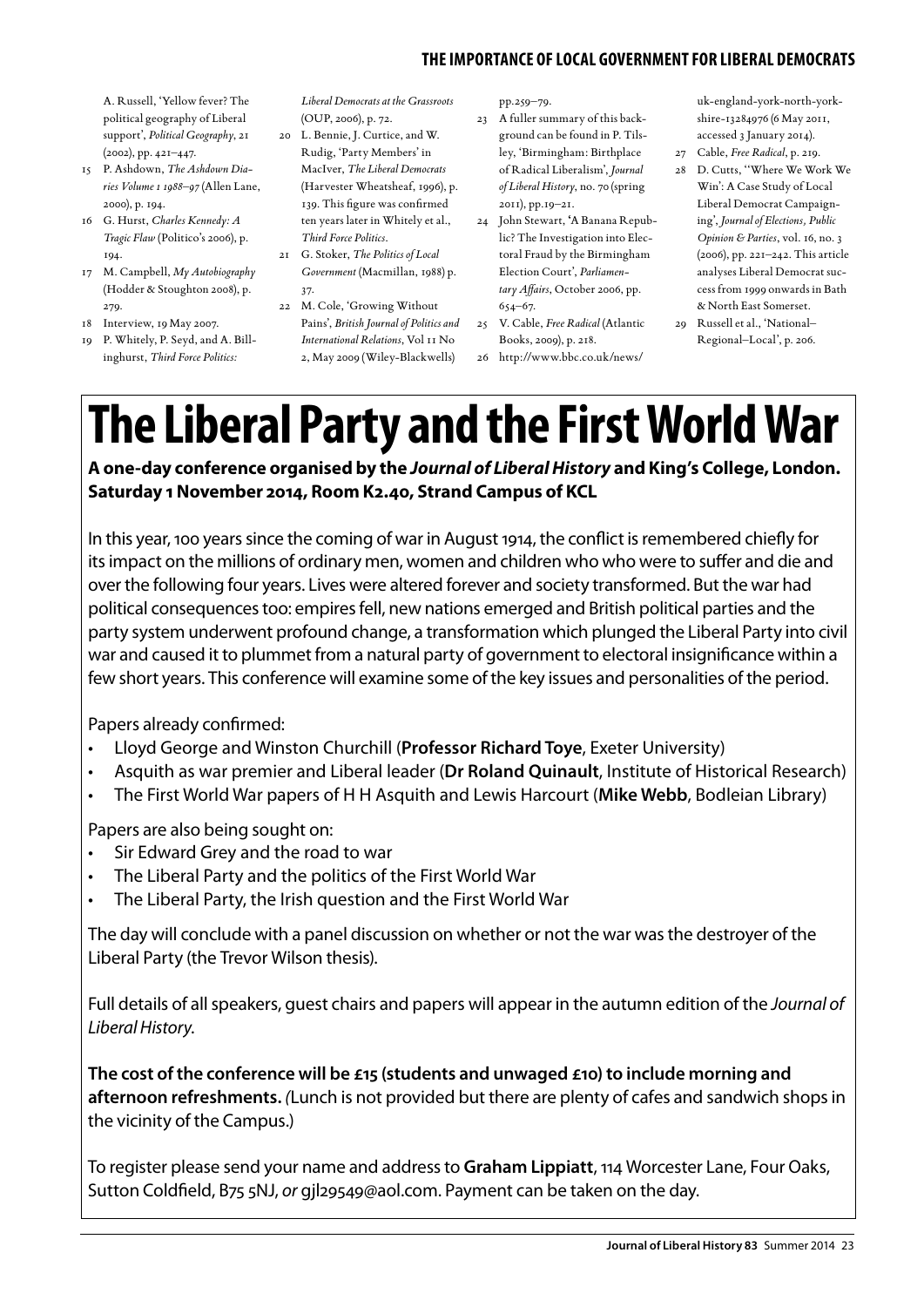A. Russell, 'Yellow fever? The political geography of Liberal support', *Political Geography*, 21 (2002), pp. 421–447.

15 P. Ashdown, *The Ashdown Diaries Volume 1 1988–97* (Allen Lane, 2000), p. 194.

16 G. Hurst, *Charles Kennedy: A Tragic Flaw* (Politico's 2006), p. 194.

17 M. Campbell, *My Autobiography* (Hodder & Stoughton 2008), p. 279.

18 Interview, 19 May 2007.

19 P. Whitely, P. Seyd, and A. Billinghurst, *Third Force Politics: Liberal Democrats at the Grassroots* (OUP, 2006), p. 72.

20 L. Bennie, J. Curtice, and W. Rudig, 'Party Members' in MacIver, *The Liberal Democrats* (Harvester Wheatsheaf, 1996), p. 139. This figure was confirmed ten years later in Whitely et al., *Third Force Politics*.

21 G. Stoker, *The Politics of Local Government* (Macmillan, 1988) p. 37.

22 M. Cole, 'Growing Without Pains', *British Journal of Politics and International Relations*, Vol 11 No 2, May 2009 (Wiley-Blackwells) pp.259–79.

23 A fuller summary of this background can be found in P. Tilsley, 'Birmingham: Birthplace of Radical Liberalism', *Journal of Liberal History*, no. 70 (spring 2011), pp.19–21.

24 John Stewart, 'A Banana Republic? The Investigation into Electoral Fraud by the Birmingham Election Court', *Parliamentary Affairs*, October 2006, pp. 654–67.

25 V. Cable, *Free Radical* (Atlantic Books, 2009), p. 218.

26 http://www.bbc.co.uk/news/uk-england-york-north-yorkshire-13284976 (6 May 2011, accessed 3 January 2014).

27 Cable, *Free Radical*, p. 219.

28 D. Cutts, ''Where We Work We Win': A Case Study of Local Liberal Democrat Campaigning', *Journal of Elections, Public Opinion & Parties*, vol. 16, no. 3 (2006), pp. 221–242. This article analyses Liberal Democrat success from 1999 onwards in Bath & North East Somerset.

29 Russell et al., 'National–Regional–Local', p. 206.

# The Liberal Party and the First World War

**A one-day conference organised by the *Journal of Liberal History* and King's College, London. Saturday 1 November 2014, Room K2.40, Strand Campus of KCL**

In this year, 100 years since the coming of war in August 1914, the conflict is remembered chiefly for its impact on the millions of ordinary men, women and children who who were to suffer and die and over the following four years. Lives were altered forever and society transformed. But the war had political consequences too: empires fell, new nations emerged and British political parties and the party system underwent profound change, a transformation which plunged the Liberal Party into civil war and caused it to plummet from a natural party of government to electoral insignificance within a few short years. This conference will examine some of the key issues and personalities of the period.

Papers already confirmed:

- Lloyd George and Winston Churchill (**Professor Richard Toye**, Exeter University)
- Asquith as war premier and Liberal leader (**Dr Roland Quinault**, Institute of Historical Research)
- The First World War papers of H H Asquith and Lewis Harcourt (**Mike Webb**, Bodleian Library)

Papers are also being sought on:

- Sir Edward Grey and the road to war
- The Liberal Party and the politics of the First World War
- The Liberal Party, the Irish question and the First World War

The day will conclude with a panel discussion on whether or not the war was the destroyer of the Liberal Party (the Trevor Wilson thesis).

Full details of all speakers, guest chairs and papers will appear in the autumn edition of the *Journal of Liberal History*.

**The cost of the conference will be £15 (students and unwaged £10) to include morning and afternoon refreshments.** *(*Lunch is not provided but there are plenty of cafes and sandwich shops in the vicinity of the Campus.)

To register please send your name and address to **Graham Lippiatt**, 114 Worcester Lane, Four Oaks, Sutton Coldfield, B75 5NJ, *or* gjl29549@aol.com. Payment can be taken on the day.